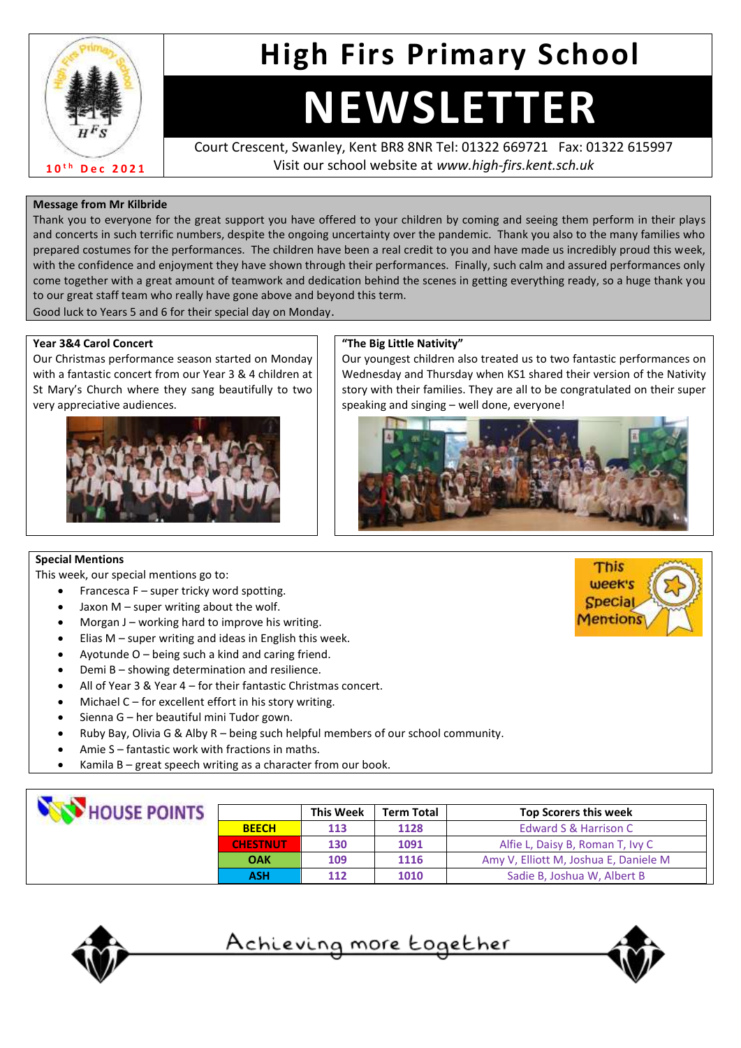# High Firs Primary School

# NEWSLETTER

10th Dec 2021

Court Crescent, Swanley, Kent BR8 8NR Tel: 01322 669721 Fax: 01322 615997
Visit our school website at *www.high-firs.kent.sch.uk*

**Message from Mr Kilbride**

Thank you to everyone for the great support you have offered to your children by coming and seeing them perform in their plays and concerts in such terrific numbers, despite the ongoing uncertainty over the pandemic. Thank you also to the many families who prepared costumes for the performances. The children have been a real credit to you and have made us incredibly proud this week, with the confidence and enjoyment they have shown through their performances. Finally, such calm and assured performances only come together with a great amount of teamwork and dedication behind the scenes in getting everything ready, so a huge thank you to our great staff team who really have gone above and beyond this term.

Good luck to Years 5 and 6 for their special day on Monday.

**Year 3&4 Carol Concert**

Our Christmas performance season started on Monday with a fantastic concert from our Year 3 & 4 children at St Mary's Church where they sang beautifully to two very appreciative audiences.

**"The Big Little Nativity"**

Our youngest children also treated us to two fantastic performances on Wednesday and Thursday when KS1 shared their version of the Nativity story with their families. They are all to be congratulated on their super speaking and singing – well done, everyone!

**Special Mentions**

This week, our special mentions go to:

- Francesca F – super tricky word spotting.
- Jaxon M – super writing about the wolf.
- Morgan J – working hard to improve his writing.
- Elias M – super writing and ideas in English this week.
- Ayotunde O – being such a kind and caring friend.
- Demi B – showing determination and resilience.
- All of Year 3 & Year 4 – for their fantastic Christmas concert.
- Michael C – for excellent effort in his story writing.
- Sienna G – her beautiful mini Tudor gown.
- Ruby Bay, Olivia G & Alby R – being such helpful members of our school community.
- Amie S – fantastic work with fractions in maths.
- Kamila B – great speech writing as a character from our book.

**HOUSE POINTS**

| | This Week | Term Total | Top Scorers this week |
|---|---|---|---|
| BEECH | 113 | 1128 | Edward S & Harrison C |
| CHESTNUT | 130 | 1091 | Alfie L, Daisy B, Roman T, Ivy C |
| OAK | 109 | 1116 | Amy V, Elliott M, Joshua E, Daniele M |
| ASH | 112 | 1010 | Sadie B, Joshua W, Albert B |

Achieving more together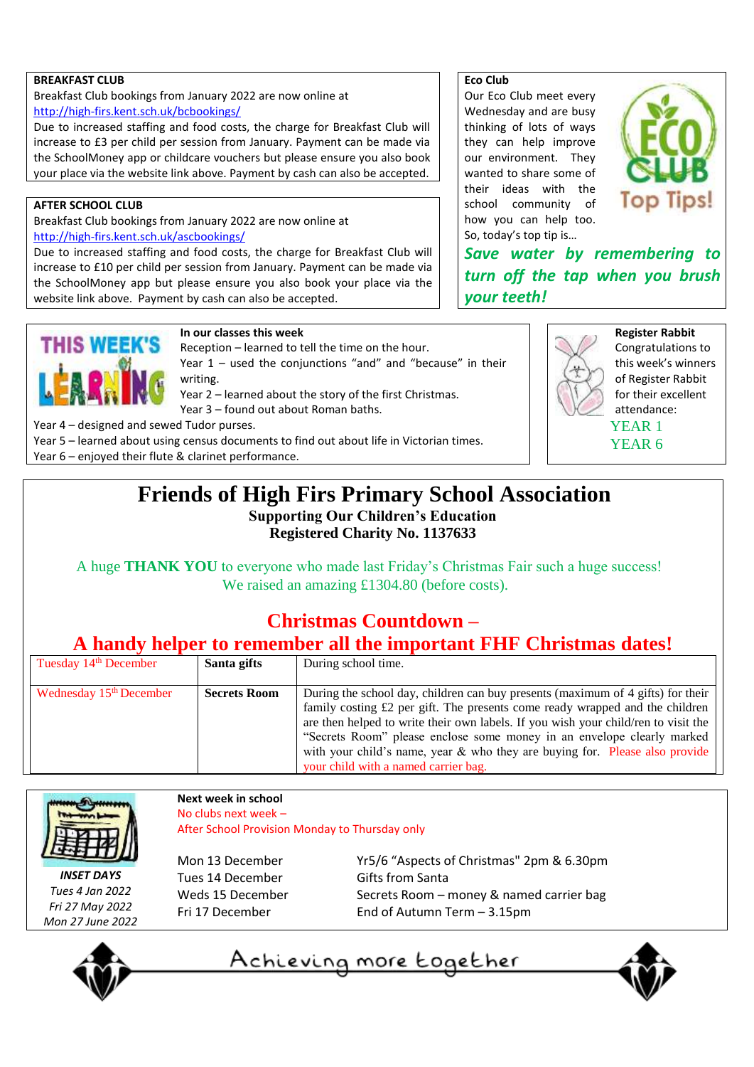## BREAKFAST CLUB

Breakfast Club bookings from January 2022 are now online at http://high-firs.kent.sch.uk/bcbookings/

Due to increased staffing and food costs, the charge for Breakfast Club will increase to £3 per child per session from January. Payment can be made via the SchoolMoney app or childcare vouchers but please ensure you also book your place via the website link above. Payment by cash can also be accepted.

## AFTER SCHOOL CLUB

Breakfast Club bookings from January 2022 are now online at http://high-firs.kent.sch.uk/ascbookings/

Due to increased staffing and food costs, the charge for Breakfast Club will increase to £10 per child per session from January. Payment can be made via the SchoolMoney app but please ensure you also book your place via the website link above. Payment by cash can also be accepted.

## Eco Club

Our Eco Club meet every Wednesday and are busy thinking of lots of ways they can help improve our environment. They wanted to share some of their ideas with the school community of how you can help too. So, today's top tip is…

ECO CLUB Top Tips!

***Save water by remembering to turn off the tap when you brush your teeth!***

## THIS WEEK'S LEARNING

**In our classes this week**

Reception – learned to tell the time on the hour.
Year 1 – used the conjunctions "and" and "because" in their writing.
Year 2 – learned about the story of the first Christmas.
Year 3 – found out about Roman baths.
Year 4 – designed and sewed Tudor purses.
Year 5 – learned about using census documents to find out about life in Victorian times.
Year 6 – enjoyed their flute & clarinet performance.

## Register Rabbit

Congratulations to this week's winners of Register Rabbit for their excellent attendance:

YEAR 1
YEAR 6

# Friends of High Firs Primary School Association

**Supporting Our Children's Education**
**Registered Charity No. 1137633**

A huge **THANK YOU** to everyone who made last Friday's Christmas Fair such a huge success! We raised an amazing £1304.80 (before costs).

## Christmas Countdown – A handy helper to remember all the important FHF Christmas dates!

| | | |
|---|---|---|
| Tuesday 14th December | **Santa gifts** | During school time. |
| Wednesday 15th December | **Secrets Room** | During the school day, children can buy presents (maximum of 4 gifts) for their family costing £2 per gift. The presents come ready wrapped and the children are then helped to write their own labels. If you wish your child/ren to visit the "Secrets Room" please enclose some money in an envelope clearly marked with your child's name, year & who they are buying for. Please also provide your child with a named carrier bag. |

## Next week in school

No clubs next week –
After School Provision Monday to Thursday only

| | |
|---|---|
| Mon 13 December | Yr5/6 "Aspects of Christmas" 2pm & 6.30pm |
| Tues 14 December | Gifts from Santa |
| Weds 15 December | Secrets Room – money & named carrier bag |
| Fri 17 December | End of Autumn Term – 3.15pm |

***INSET DAYS***
*Tues 4 Jan 2022*
*Fri 27 May 2022*
*Mon 27 June 2022*

Achieving more together